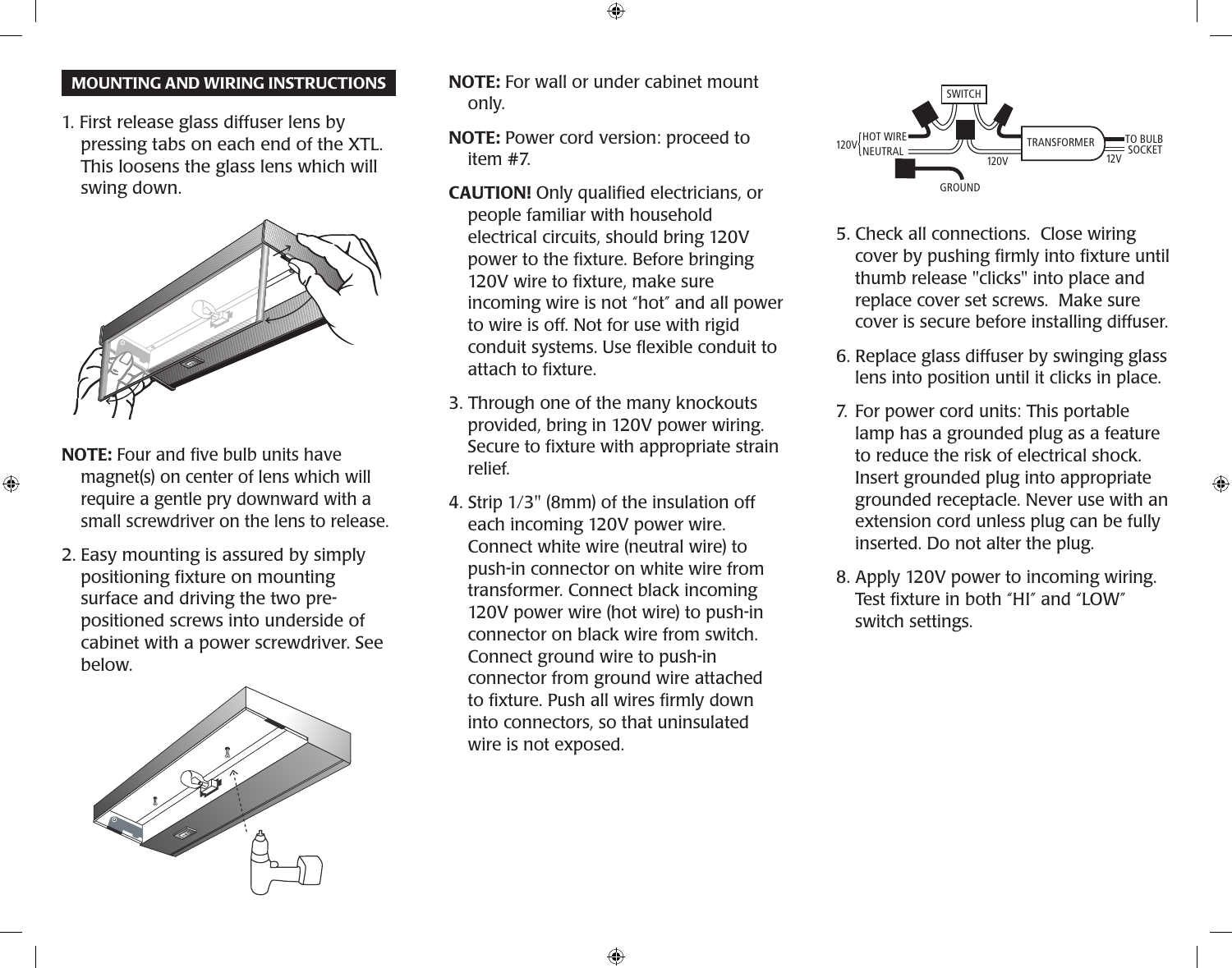## MOUNTING AND WIRING INSTRUCTIONS

1. First release glass diffuser lens by pressing tabs on each end of the XTL. This loosens the glass lens which will swing down.

**NOTE:** Four and five bulb units have magnet(s) on center of lens which will require a gentle pry downward with a small screwdriver on the lens to release.

2. Easy mounting is assured by simply positioning fixture on mounting surface and driving the two pre-positioned screws into underside of cabinet with a power screwdriver. See below.

**NOTE:** For wall or under cabinet mount only.

**NOTE:** Power cord version: proceed to item #7.

**CAUTION!** Only qualified electricians, or people familiar with household electrical circuits, should bring 120V power to the fixture. Before bringing 120V wire to fixture, make sure incoming wire is not "hot" and all power to wire is off. Not for use with rigid conduit systems. Use flexible conduit to attach to fixture.

3. Through one of the many knockouts provided, bring in 120V power wiring. Secure to fixture with appropriate strain relief.

4. Strip 1/3" (8mm) of the insulation off each incoming 120V power wire. Connect white wire (neutral wire) to push-in connector on white wire from transformer. Connect black incoming 120V power wire (hot wire) to push-in connector on black wire from switch. Connect ground wire to push-in connector from ground wire attached to fixture. Push all wires firmly down into connectors, so that uninsulated wire is not exposed.

5. Check all connections. Close wiring cover by pushing firmly into fixture until thumb release "clicks" into place and replace cover set screws. Make sure cover is secure before installing diffuser.

6. Replace glass diffuser by swinging glass lens into position until it clicks in place.

7. For power cord units: This portable lamp has a grounded plug as a feature to reduce the risk of electrical shock. Insert grounded plug into appropriate grounded receptacle. Never use with an extension cord unless plug can be fully inserted. Do not alter the plug.

8. Apply 120V power to incoming wiring. Test fixture in both "HI" and "LOW" switch settings.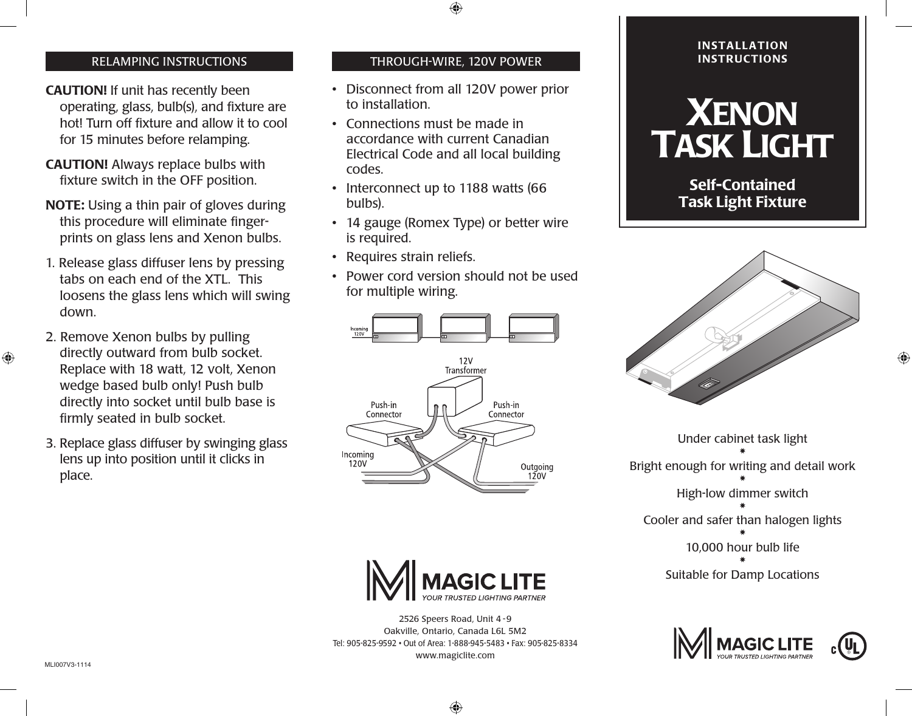## RELAMPING INSTRUCTIONS

**CAUTION!** If unit has recently been operating, glass, bulb(s), and fixture are hot! Turn off fixture and allow it to cool for 15 minutes before relamping.

**CAUTION!** Always replace bulbs with fixture switch in the OFF position.

**NOTE:** Using a thin pair of gloves during this procedure will eliminate finger-prints on glass lens and Xenon bulbs.

1. Release glass diffuser lens by pressing tabs on each end of the XTL. This loosens the glass lens which will swing down.
2. Remove Xenon bulbs by pulling directly outward from bulb socket. Replace with 18 watt, 12 volt, Xenon wedge based bulb only! Push bulb directly into socket until bulb base is firmly seated in bulb socket.
3. Replace glass diffuser by swinging glass lens up into position until it clicks in place.

MLI007V3-1114

## THROUGH-WIRE, 120V POWER

- Disconnect from all 120V power prior to installation.
- Connections must be made in accordance with current Canadian Electrical Code and all local building codes.
- Interconnect up to 1188 watts (66 bulbs).
- 14 gauge (Romex Type) or better wire is required.
- Requires strain reliefs.
- Power cord version should not be used for multiple wiring.

Incoming
120V

12V
Transformer

Push-in
Connector

Push-in
Connector

Incoming
120V

Outgoing
120V

MAGIC LITE
YOUR TRUSTED LIGHTING PARTNER

2526 Speers Road, Unit 4-9
Oakville, Ontario, Canada L6L 5M2
Tel: 905-825-9592 • Out of Area: 1-888-945-5483 • Fax: 905-825-8334
www.magiclite.com

INSTALLATION INSTRUCTIONS

# XENON TASK LIGHT

**Self-Contained Task Light Fixture**

Under cabinet task light
*
Bright enough for writing and detail work
*
High-low dimmer switch
*
Cooler and safer than halogen lights
*
10,000 hour bulb life
*
Suitable for Damp Locations

MAGIC LITE
YOUR TRUSTED LIGHTING PARTNER